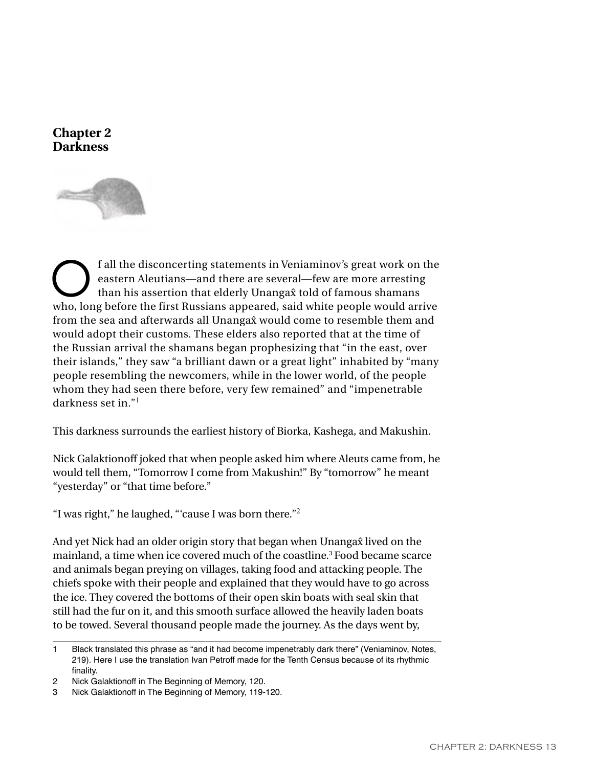# Chapter 2
# Darkness

Of all the disconcerting statements in Veniaminov's great work on the eastern Aleutians—and there are several—few are more arresting than his assertion that elderly Unangax̂ told of famous shamans who, long before the first Russians appeared, said white people would arrive from the sea and afterwards all Unangax̂ would come to resemble them and would adopt their customs. These elders also reported that at the time of the Russian arrival the shamans began prophesizing that "in the east, over their islands," they saw "a brilliant dawn or a great light" inhabited by "many people resembling the newcomers, while in the lower world, of the people whom they had seen there before, very few remained" and "impenetrable darkness set in."[1]

This darkness surrounds the earliest history of Biorka, Kashega, and Makushin.

Nick Galaktionoff joked that when people asked him where Aleuts came from, he would tell them, "Tomorrow I come from Makushin!" By "tomorrow" he meant "yesterday" or "that time before."

"I was right," he laughed, "'cause I was born there."[2]

And yet Nick had an older origin story that began when Unangax̂ lived on the mainland, a time when ice covered much of the coastline.[3] Food became scarce and animals began preying on villages, taking food and attacking people. The chiefs spoke with their people and explained that they would have to go across the ice. They covered the bottoms of their open skin boats with seal skin that still had the fur on it, and this smooth surface allowed the heavily laden boats to be towed. Several thousand people made the journey. As the days went by,

---

1 Black translated this phrase as "and it had become impenetrably dark there" (Veniaminov, Notes, 219). Here I use the translation Ivan Petroff made for the Tenth Census because of its rhythmic finality.

2 Nick Galaktionoff in The Beginning of Memory, 120.

3 Nick Galaktionoff in The Beginning of Memory, 119-120.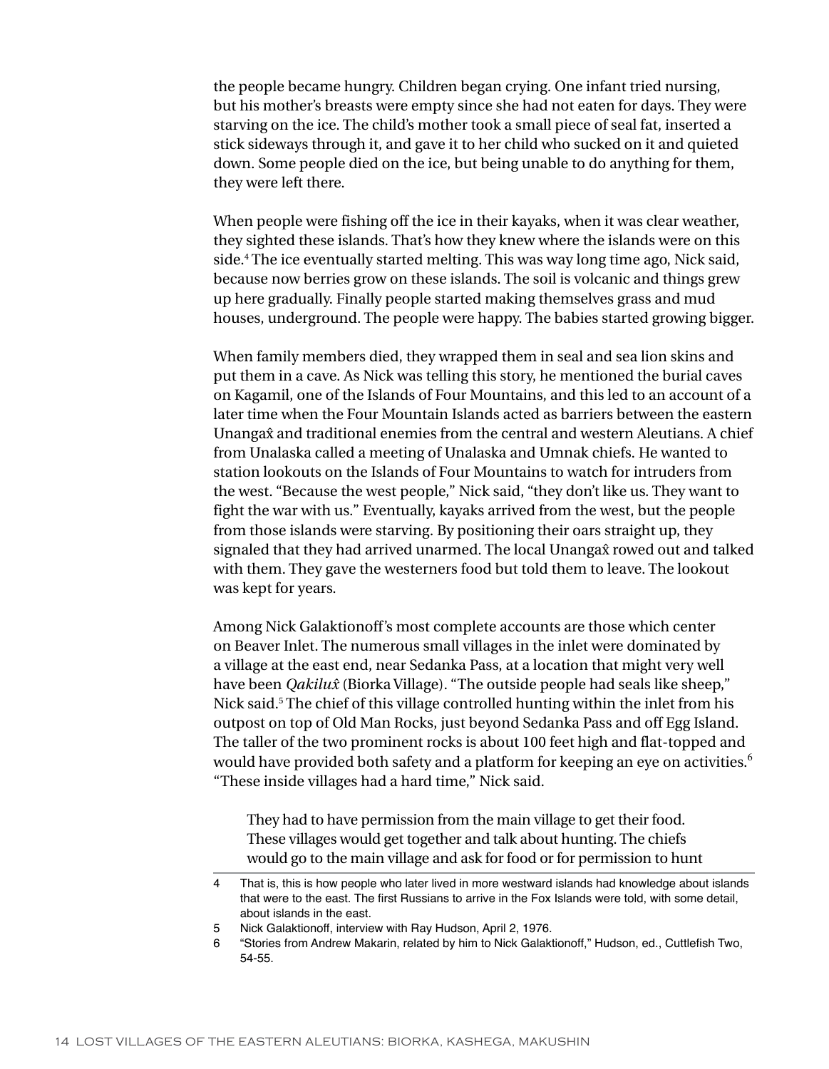the people became hungry. Children began crying. One infant tried nursing, but his mother's breasts were empty since she had not eaten for days. They were starving on the ice. The child's mother took a small piece of seal fat, inserted a stick sideways through it, and gave it to her child who sucked on it and quieted down. Some people died on the ice, but being unable to do anything for them, they were left there.

When people were fishing off the ice in their kayaks, when it was clear weather, they sighted these islands. That's how they knew where the islands were on this side.[4] The ice eventually started melting. This was way long time ago, Nick said, because now berries grow on these islands. The soil is volcanic and things grew up here gradually. Finally people started making themselves grass and mud houses, underground. The people were happy. The babies started growing bigger.

When family members died, they wrapped them in seal and sea lion skins and put them in a cave. As Nick was telling this story, he mentioned the burial caves on Kagamil, one of the Islands of Four Mountains, and this led to an account of a later time when the Four Mountain Islands acted as barriers between the eastern Unangax̂ and traditional enemies from the central and western Aleutians. A chief from Unalaska called a meeting of Unalaska and Umnak chiefs. He wanted to station lookouts on the Islands of Four Mountains to watch for intruders from the west. "Because the west people," Nick said, "they don't like us. They want to fight the war with us." Eventually, kayaks arrived from the west, but the people from those islands were starving. By positioning their oars straight up, they signaled that they had arrived unarmed. The local Unangax̂ rowed out and talked with them. They gave the westerners food but told them to leave. The lookout was kept for years.

Among Nick Galaktionoff's most complete accounts are those which center on Beaver Inlet. The numerous small villages in the inlet were dominated by a village at the east end, near Sedanka Pass, at a location that might very well have been *Qakilux̂* (Biorka Village). "The outside people had seals like sheep," Nick said.[5] The chief of this village controlled hunting within the inlet from his outpost on top of Old Man Rocks, just beyond Sedanka Pass and off Egg Island. The taller of the two prominent rocks is about 100 feet high and flat-topped and would have provided both safety and a platform for keeping an eye on activities.[6] "These inside villages had a hard time," Nick said.

> They had to have permission from the main village to get their food. These villages would get together and talk about hunting. The chiefs would go to the main village and ask for food or for permission to hunt

4 That is, this is how people who later lived in more westward islands had knowledge about islands that were to the east. The first Russians to arrive in the Fox Islands were told, with some detail, about islands in the east.

5 Nick Galaktionoff, interview with Ray Hudson, April 2, 1976.

6 "Stories from Andrew Makarin, related by him to Nick Galaktionoff," Hudson, ed., Cuttlefish Two, 54-55.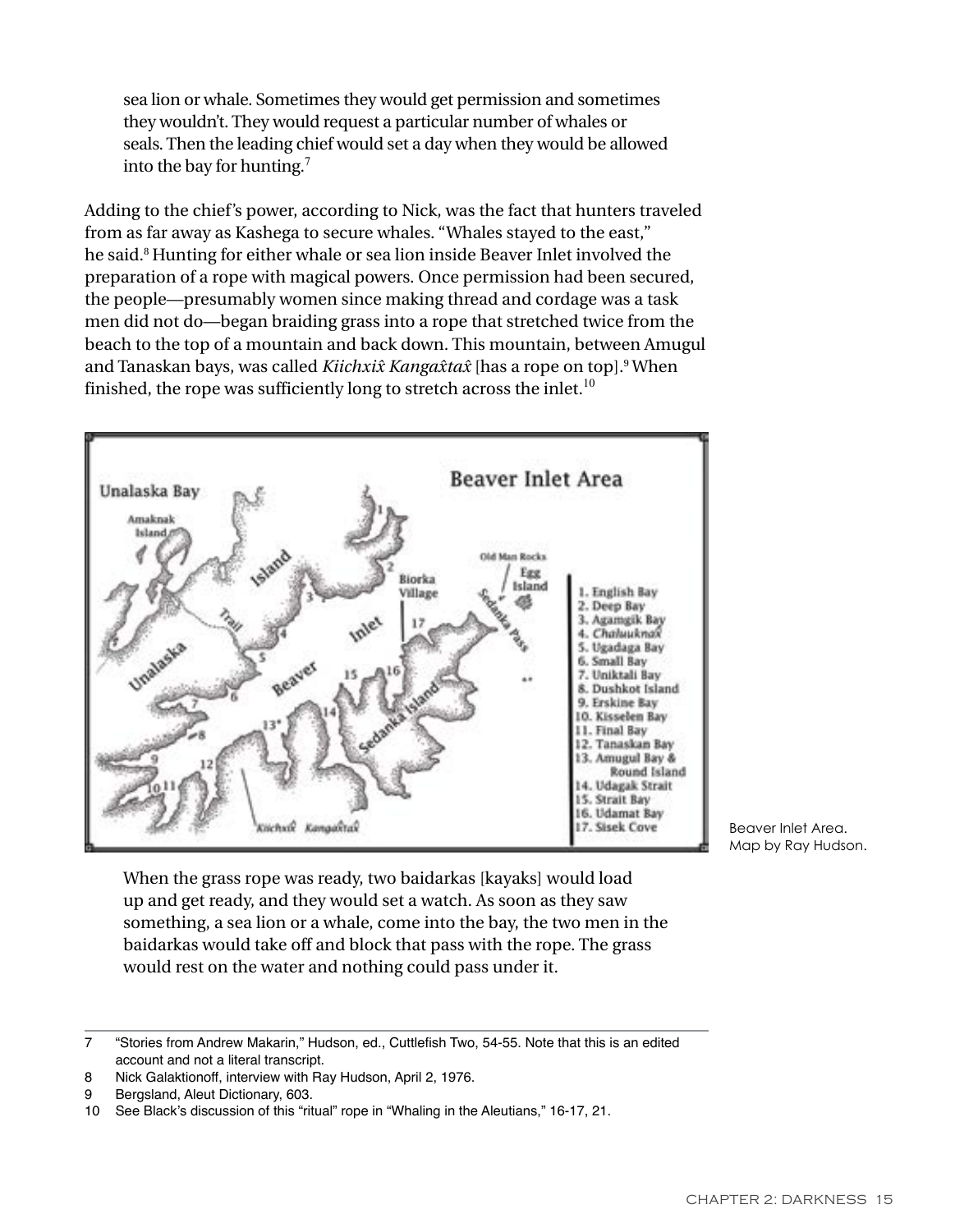> sea lion or whale. Sometimes they would get permission and sometimes they wouldn't. They would request a particular number of whales or seals. Then the leading chief would set a day when they would be allowed into the bay for hunting.[7]

Adding to the chief's power, according to Nick, was the fact that hunters traveled from as far away as Kashega to secure whales. "Whales stayed to the east," he said.[8] Hunting for either whale or sea lion inside Beaver Inlet involved the preparation of a rope with magical powers. Once permission had been secured, the people—presumably women since making thread and cordage was a task men did not do—began braiding grass into a rope that stretched twice from the beach to the top of a mountain and back down. This mountain, between Amugul and Tanaskan bays, was called *Kiichxix̂ Kangax̂tax̂* [has a rope on top].[9] When finished, the rope was sufficiently long to stretch across the inlet.[10]

Beaver Inlet Area.
Map by Ray Hudson.

> When the grass rope was ready, two baidarkas [kayaks] would load up and get ready, and they would set a watch. As soon as they saw something, a sea lion or a whale, come into the bay, the two men in the baidarkas would take off and block that pass with the rope. The grass would rest on the water and nothing could pass under it.

---

7 "Stories from Andrew Makarin," Hudson, ed., Cuttlefish Two, 54-55. Note that this is an edited account and not a literal transcript.

8 Nick Galaktionoff, interview with Ray Hudson, April 2, 1976.

9 Bergsland, Aleut Dictionary, 603.

10 See Black's discussion of this "ritual" rope in "Whaling in the Aleutians," 16-17, 21.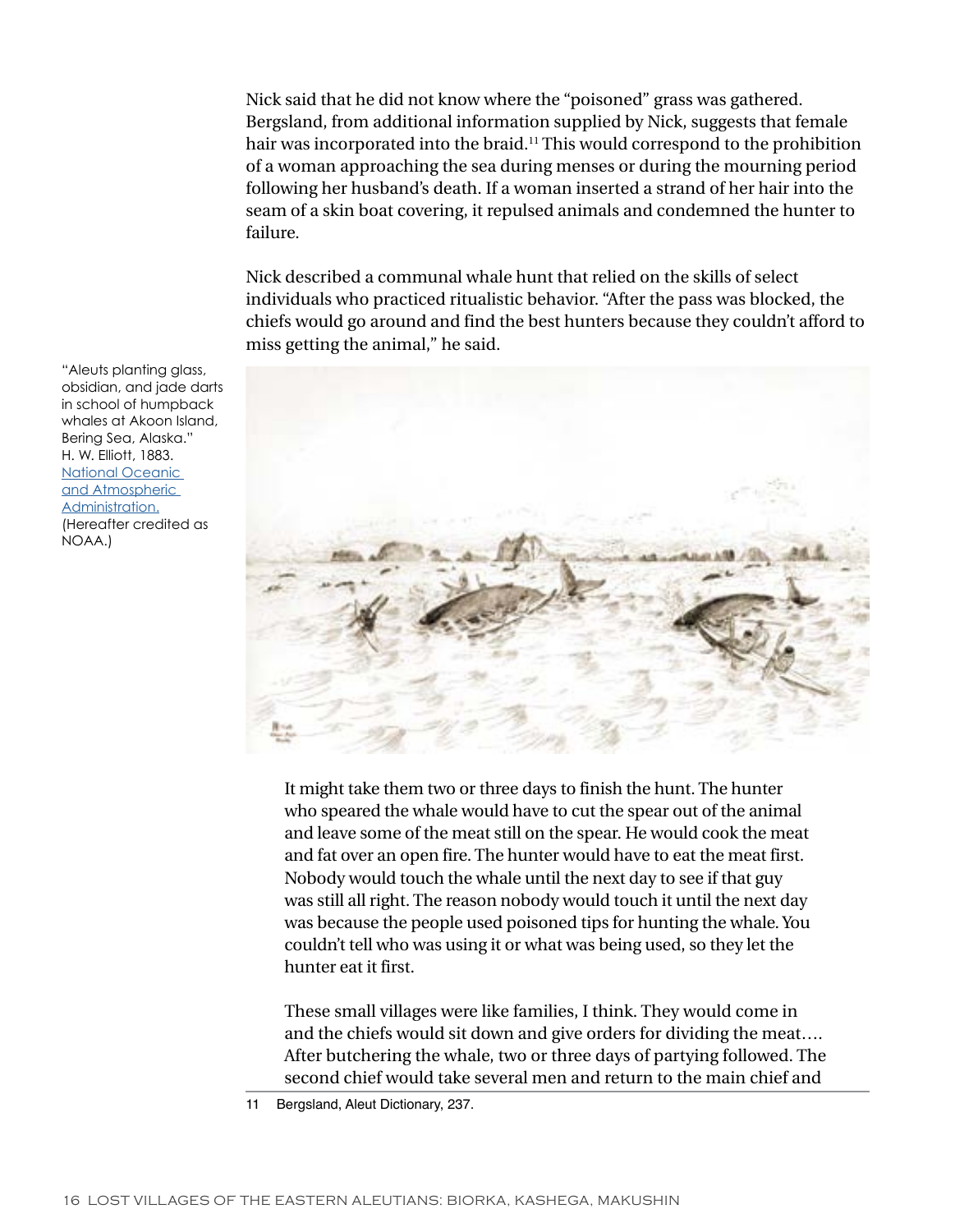Nick said that he did not know where the "poisoned" grass was gathered. Bergsland, from additional information supplied by Nick, suggests that female hair was incorporated into the braid.[11] This would correspond to the prohibition of a woman approaching the sea during menses or during the mourning period following her husband's death. If a woman inserted a strand of her hair into the seam of a skin boat covering, it repulsed animals and condemned the hunter to failure.

Nick described a communal whale hunt that relied on the skills of select individuals who practiced ritualistic behavior. "After the pass was blocked, the chiefs would go around and find the best hunters because they couldn't afford to miss getting the animal," he said.

"Aleuts planting glass, obsidian, and jade darts in school of humpback whales at Akoon Island, Bering Sea, Alaska." H. W. Elliott, 1883. National Oceanic and Atmospheric Administration. (Hereafter credited as NOAA.)

> It might take them two or three days to finish the hunt. The hunter who speared the whale would have to cut the spear out of the animal and leave some of the meat still on the spear. He would cook the meat and fat over an open fire. The hunter would have to eat the meat first. Nobody would touch the whale until the next day to see if that guy was still all right. The reason nobody would touch it until the next day was because the people used poisoned tips for hunting the whale. You couldn't tell who was using it or what was being used, so they let the hunter eat it first.
>
> These small villages were like families, I think. They would come in and the chiefs would sit down and give orders for dividing the meat…. After butchering the whale, two or three days of partying followed. The second chief would take several men and return to the main chief and

11 Bergsland, Aleut Dictionary, 237.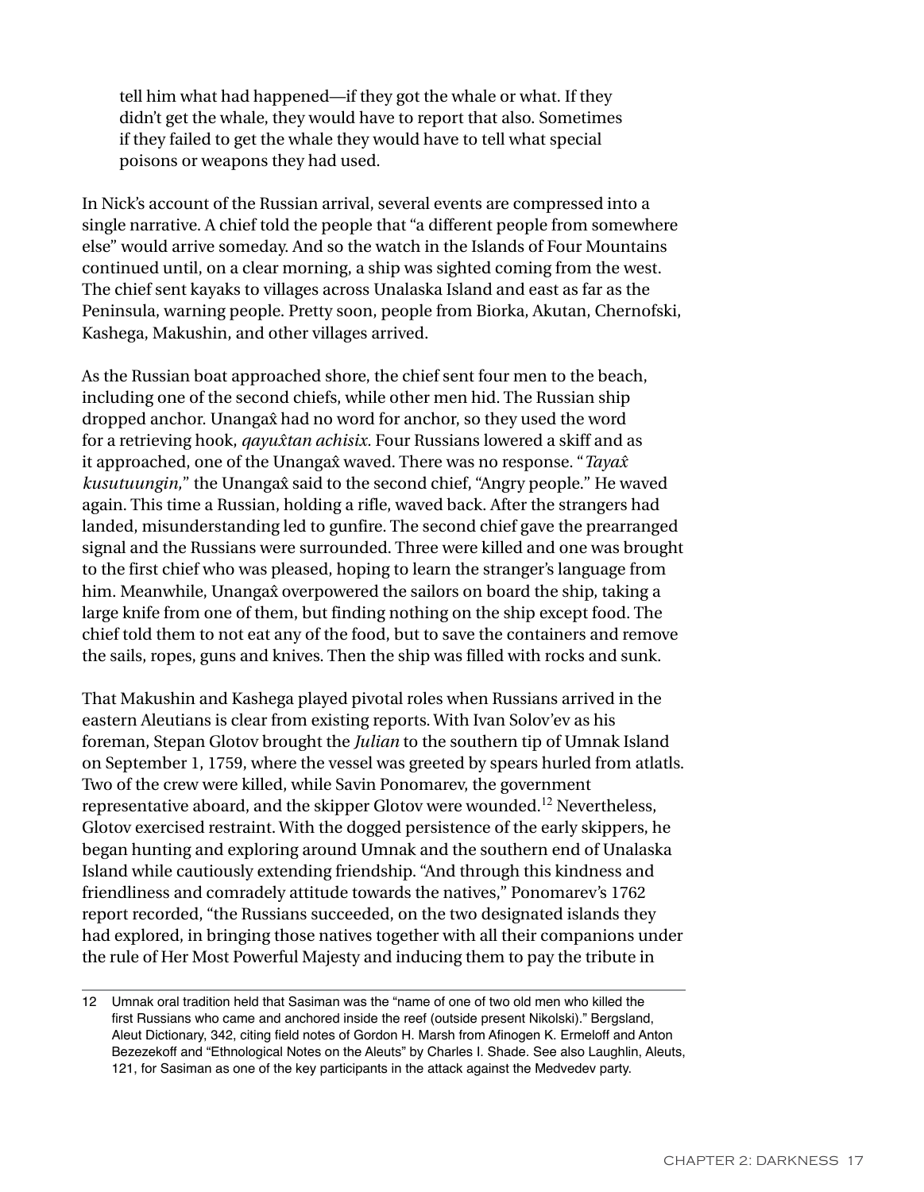> tell him what had happened—if they got the whale or what. If they didn't get the whale, they would have to report that also. Sometimes if they failed to get the whale they would have to tell what special poisons or weapons they had used.

In Nick's account of the Russian arrival, several events are compressed into a single narrative. A chief told the people that "a different people from somewhere else" would arrive someday. And so the watch in the Islands of Four Mountains continued until, on a clear morning, a ship was sighted coming from the west. The chief sent kayaks to villages across Unalaska Island and east as far as the Peninsula, warning people. Pretty soon, people from Biorka, Akutan, Chernofski, Kashega, Makushin, and other villages arrived.

As the Russian boat approached shore, the chief sent four men to the beach, including one of the second chiefs, while other men hid. The Russian ship dropped anchor. Unangax̂ had no word for anchor, so they used the word for a retrieving hook, *qayux̂tan achisix*. Four Russians lowered a skiff and as it approached, one of the Unangax̂ waved. There was no response. "*Tayax̂ kusutuungin*," the Unangax̂ said to the second chief, "Angry people." He waved again. This time a Russian, holding a rifle, waved back. After the strangers had landed, misunderstanding led to gunfire. The second chief gave the prearranged signal and the Russians were surrounded. Three were killed and one was brought to the first chief who was pleased, hoping to learn the stranger's language from him. Meanwhile, Unangax̂ overpowered the sailors on board the ship, taking a large knife from one of them, but finding nothing on the ship except food. The chief told them to not eat any of the food, but to save the containers and remove the sails, ropes, guns and knives. Then the ship was filled with rocks and sunk.

That Makushin and Kashega played pivotal roles when Russians arrived in the eastern Aleutians is clear from existing reports. With Ivan Solov'ev as his foreman, Stepan Glotov brought the *Julian* to the southern tip of Umnak Island on September 1, 1759, where the vessel was greeted by spears hurled from atlatls. Two of the crew were killed, while Savin Ponomarev, the government representative aboard, and the skipper Glotov were wounded.[12] Nevertheless, Glotov exercised restraint. With the dogged persistence of the early skippers, he began hunting and exploring around Umnak and the southern end of Unalaska Island while cautiously extending friendship. "And through this kindness and friendliness and comradely attitude towards the natives," Ponomarev's 1762 report recorded, "the Russians succeeded, on the two designated islands they had explored, in bringing those natives together with all their companions under the rule of Her Most Powerful Majesty and inducing them to pay the tribute in

---

12 Umnak oral tradition held that Sasiman was the "name of one of two old men who killed the first Russians who came and anchored inside the reef (outside present Nikolski)." Bergsland, Aleut Dictionary, 342, citing field notes of Gordon H. Marsh from Afinogen K. Ermeloff and Anton Bezezekoff and "Ethnological Notes on the Aleuts" by Charles I. Shade. See also Laughlin, Aleuts, 121, for Sasiman as one of the key participants in the attack against the Medvedev party.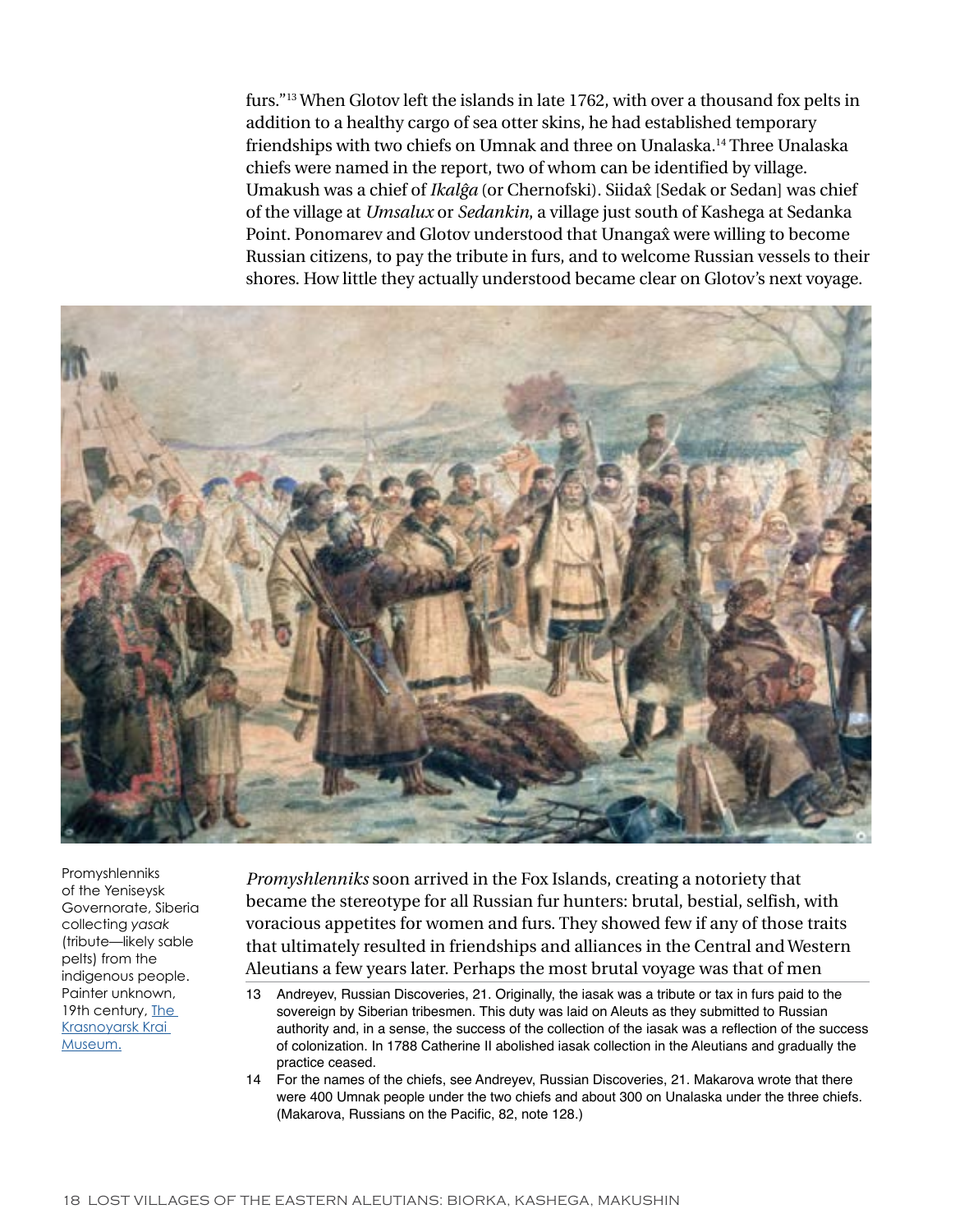furs."[13] When Glotov left the islands in late 1762, with over a thousand fox pelts in addition to a healthy cargo of sea otter skins, he had established temporary friendships with two chiefs on Umnak and three on Unalaska.[14] Three Unalaska chiefs were named in the report, two of whom can be identified by village. Umakush was a chief of *Ikalĝa* (or Chernofski). Siidax̂ [Sedak or Sedan] was chief of the village at *Umsalux* or *Sedankin*, a village just south of Kashega at Sedanka Point. Ponomarev and Glotov understood that Unangax̂ were willing to become Russian citizens, to pay the tribute in furs, and to welcome Russian vessels to their shores. How little they actually understood became clear on Glotov's next voyage.

Promyshlenniks of the Yeniseysk Governorate, Siberia collecting *yasak* (tribute—likely sable pelts) from the indigenous people. Painter unknown, 19th century, The Krasnoyarsk Krai Museum.

*Promyshlenniks* soon arrived in the Fox Islands, creating a notoriety that became the stereotype for all Russian fur hunters: brutal, bestial, selfish, with voracious appetites for women and furs. They showed few if any of those traits that ultimately resulted in friendships and alliances in the Central and Western Aleutians a few years later. Perhaps the most brutal voyage was that of men

13 Andreyev, Russian Discoveries, 21. Originally, the iasak was a tribute or tax in furs paid to the sovereign by Siberian tribesmen. This duty was laid on Aleuts as they submitted to Russian authority and, in a sense, the success of the collection of the iasak was a reflection of the success of colonization. In 1788 Catherine II abolished iasak collection in the Aleutians and gradually the practice ceased.

14 For the names of the chiefs, see Andreyev, Russian Discoveries, 21. Makarova wrote that there were 400 Umnak people under the two chiefs and about 300 on Unalaska under the three chiefs. (Makarova, Russians on the Pacific, 82, note 128.)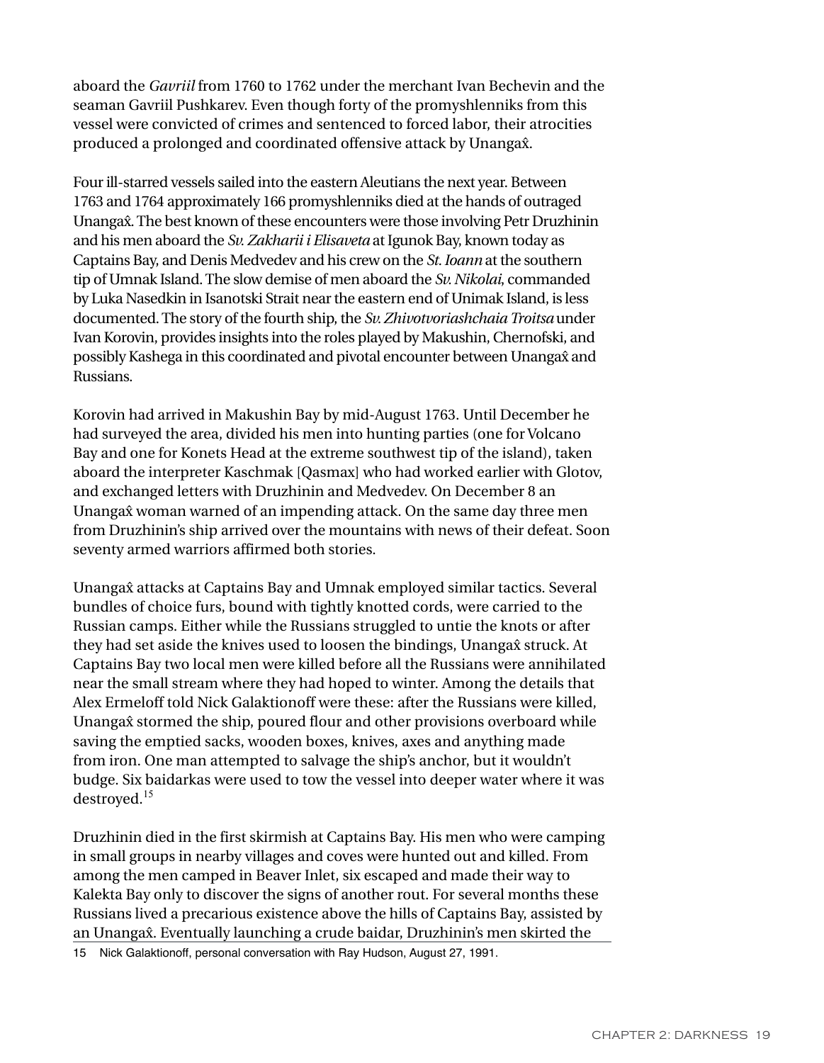aboard the *Gavriil* from 1760 to 1762 under the merchant Ivan Bechevin and the seaman Gavriil Pushkarev. Even though forty of the promyshlenniks from this vessel were convicted of crimes and sentenced to forced labor, their atrocities produced a prolonged and coordinated offensive attack by Unangax̂.

Four ill-starred vessels sailed into the eastern Aleutians the next year. Between 1763 and 1764 approximately 166 promyshlenniks died at the hands of outraged Unangax̂. The best known of these encounters were those involving Petr Druzhinin and his men aboard the *Sv. Zakharii i Elisaveta* at Igunok Bay, known today as Captains Bay, and Denis Medvedev and his crew on the *St. Ioann* at the southern tip of Umnak Island. The slow demise of men aboard the *Sv. Nikolai*, commanded by Luka Nasedkin in Isanotski Strait near the eastern end of Unimak Island, is less documented. The story of the fourth ship, the *Sv. Zhivotvoriashchaia Troitsa* under Ivan Korovin, provides insights into the roles played by Makushin, Chernofski, and possibly Kashega in this coordinated and pivotal encounter between Unangax̂ and Russians.

Korovin had arrived in Makushin Bay by mid-August 1763. Until December he had surveyed the area, divided his men into hunting parties (one for Volcano Bay and one for Konets Head at the extreme southwest tip of the island), taken aboard the interpreter Kaschmak [Qasmax] who had worked earlier with Glotov, and exchanged letters with Druzhinin and Medvedev. On December 8 an Unangax̂ woman warned of an impending attack. On the same day three men from Druzhinin's ship arrived over the mountains with news of their defeat. Soon seventy armed warriors affirmed both stories.

Unangax̂ attacks at Captains Bay and Umnak employed similar tactics. Several bundles of choice furs, bound with tightly knotted cords, were carried to the Russian camps. Either while the Russians struggled to untie the knots or after they had set aside the knives used to loosen the bindings, Unangax̂ struck. At Captains Bay two local men were killed before all the Russians were annihilated near the small stream where they had hoped to winter. Among the details that Alex Ermeloff told Nick Galaktionoff were these: after the Russians were killed, Unangax̂ stormed the ship, poured flour and other provisions overboard while saving the emptied sacks, wooden boxes, knives, axes and anything made from iron. One man attempted to salvage the ship's anchor, but it wouldn't budge. Six baidarkas were used to tow the vessel into deeper water where it was destroyed.[15]

Druzhinin died in the first skirmish at Captains Bay. His men who were camping in small groups in nearby villages and coves were hunted out and killed. From among the men camped in Beaver Inlet, six escaped and made their way to Kalekta Bay only to discover the signs of another rout. For several months these Russians lived a precarious existence above the hills of Captains Bay, assisted by an Unangax̂. Eventually launching a crude baidar, Druzhinin's men skirted the

15 Nick Galaktionoff, personal conversation with Ray Hudson, August 27, 1991.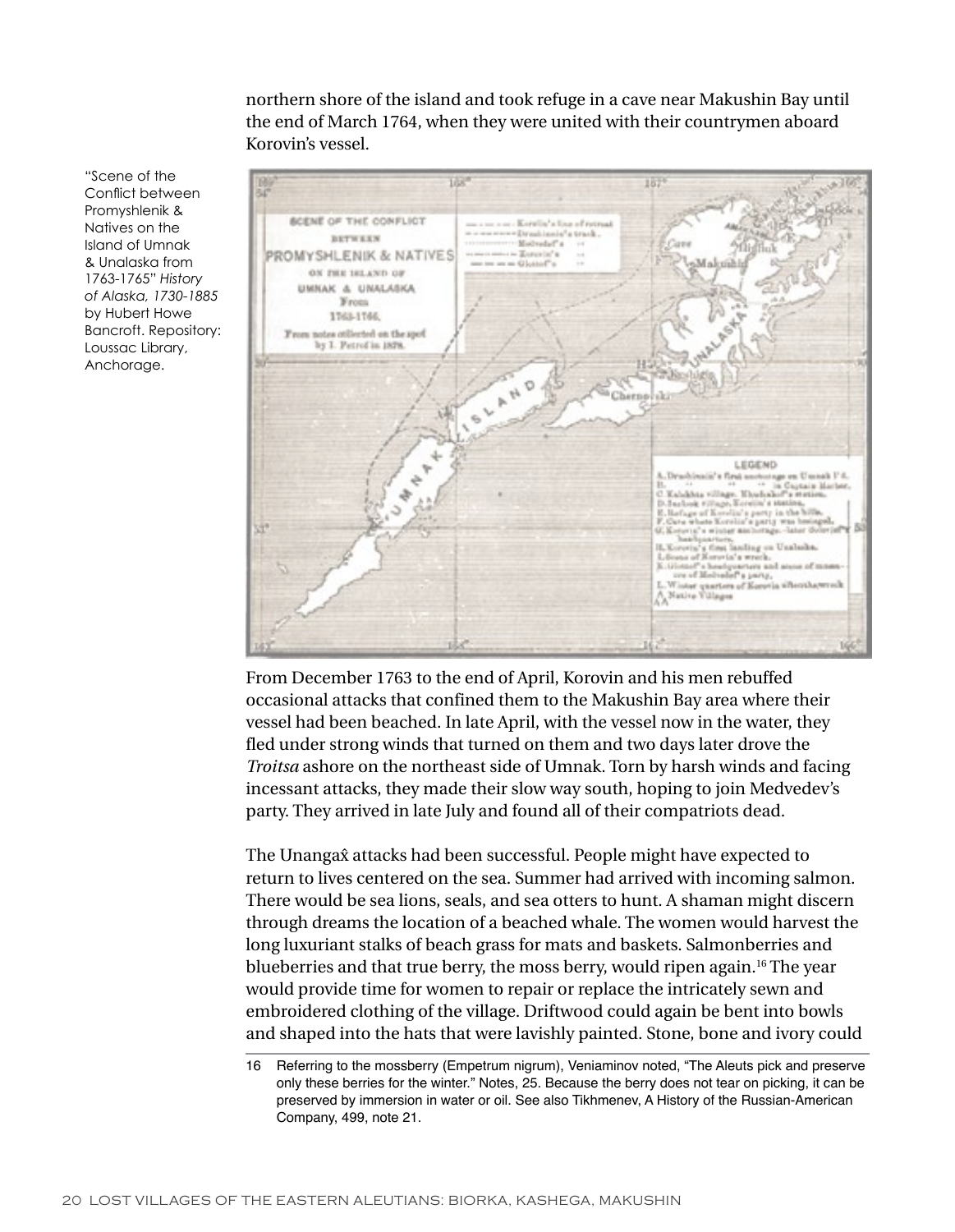northern shore of the island and took refuge in a cave near Makushin Bay until the end of March 1764, when they were united with their countrymen aboard Korovin's vessel.

"Scene of the Conflict between Promyshlenik & Natives on the Island of Umnak & Unalaska from 1763-1765" *History of Alaska, 1730-1885* by Hubert Howe Bancroft. Repository: Loussac Library, Anchorage.

From December 1763 to the end of April, Korovin and his men rebuffed occasional attacks that confined them to the Makushin Bay area where their vessel had been beached. In late April, with the vessel now in the water, they fled under strong winds that turned on them and two days later drove the *Troitsa* ashore on the northeast side of Umnak. Torn by harsh winds and facing incessant attacks, they made their slow way south, hoping to join Medvedev's party. They arrived in late July and found all of their compatriots dead.

The Unangax̂ attacks had been successful. People might have expected to return to lives centered on the sea. Summer had arrived with incoming salmon. There would be sea lions, seals, and sea otters to hunt. A shaman might discern through dreams the location of a beached whale. The women would harvest the long luxuriant stalks of beach grass for mats and baskets. Salmonberries and blueberries and that true berry, the moss berry, would ripen again.[16] The year would provide time for women to repair or replace the intricately sewn and embroidered clothing of the village. Driftwood could again be bent into bowls and shaped into the hats that were lavishly painted. Stone, bone and ivory could

16 Referring to the mossberry (Empetrum nigrum), Veniaminov noted, "The Aleuts pick and preserve only these berries for the winter." Notes, 25. Because the berry does not tear on picking, it can be preserved by immersion in water or oil. See also Tikhmenev, A History of the Russian-American Company, 499, note 21.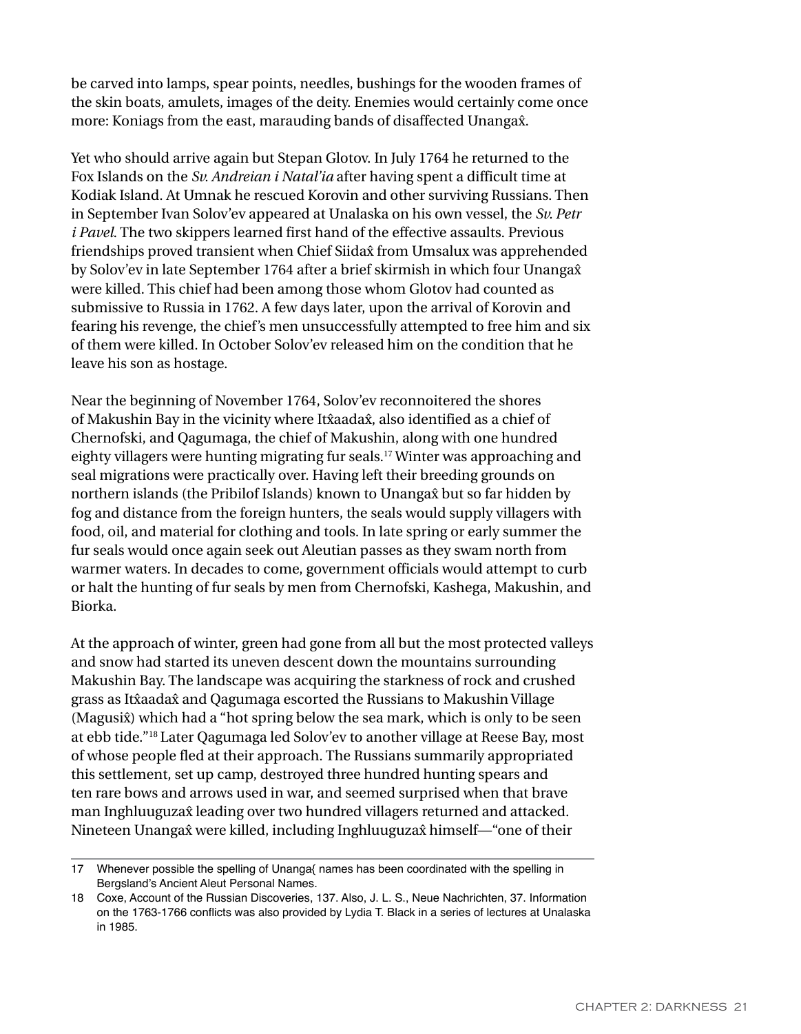be carved into lamps, spear points, needles, bushings for the wooden frames of the skin boats, amulets, images of the deity. Enemies would certainly come once more: Koniags from the east, marauding bands of disaffected Unangax̂.

Yet who should arrive again but Stepan Glotov. In July 1764 he returned to the Fox Islands on the *Sv. Andreian i Natal'ia* after having spent a difficult time at Kodiak Island. At Umnak he rescued Korovin and other surviving Russians. Then in September Ivan Solov'ev appeared at Unalaska on his own vessel, the *Sv. Petr i Pavel*. The two skippers learned first hand of the effective assaults. Previous friendships proved transient when Chief Siidax̂ from Umsalux was apprehended by Solov'ev in late September 1764 after a brief skirmish in which four Unangax̂ were killed. This chief had been among those whom Glotov had counted as submissive to Russia in 1762. A few days later, upon the arrival of Korovin and fearing his revenge, the chief's men unsuccessfully attempted to free him and six of them were killed. In October Solov'ev released him on the condition that he leave his son as hostage.

Near the beginning of November 1764, Solov'ev reconnoitered the shores of Makushin Bay in the vicinity where Itx̂aadax̂, also identified as a chief of Chernofski, and Qagumaga, the chief of Makushin, along with one hundred eighty villagers were hunting migrating fur seals.[17] Winter was approaching and seal migrations were practically over. Having left their breeding grounds on northern islands (the Pribilof Islands) known to Unangax̂ but so far hidden by fog and distance from the foreign hunters, the seals would supply villagers with food, oil, and material for clothing and tools. In late spring or early summer the fur seals would once again seek out Aleutian passes as they swam north from warmer waters. In decades to come, government officials would attempt to curb or halt the hunting of fur seals by men from Chernofski, Kashega, Makushin, and Biorka.

At the approach of winter, green had gone from all but the most protected valleys and snow had started its uneven descent down the mountains surrounding Makushin Bay. The landscape was acquiring the starkness of rock and crushed grass as Itx̂aadax̂ and Qagumaga escorted the Russians to Makushin Village (Magusix̂) which had a "hot spring below the sea mark, which is only to be seen at ebb tide."[18] Later Qagumaga led Solov'ev to another village at Reese Bay, most of whose people fled at their approach. The Russians summarily appropriated this settlement, set up camp, destroyed three hundred hunting spears and ten rare bows and arrows used in war, and seemed surprised when that brave man Inghluuguzax̂ leading over two hundred villagers returned and attacked. Nineteen Unangax̂ were killed, including Inghluuguzax̂ himself—"one of their

---

17 Whenever possible the spelling of Unanga{ names has been coordinated with the spelling in Bergsland's Ancient Aleut Personal Names.

18 Coxe, Account of the Russian Discoveries, 137. Also, J. L. S., Neue Nachrichten, 37. Information on the 1763-1766 conflicts was also provided by Lydia T. Black in a series of lectures at Unalaska in 1985.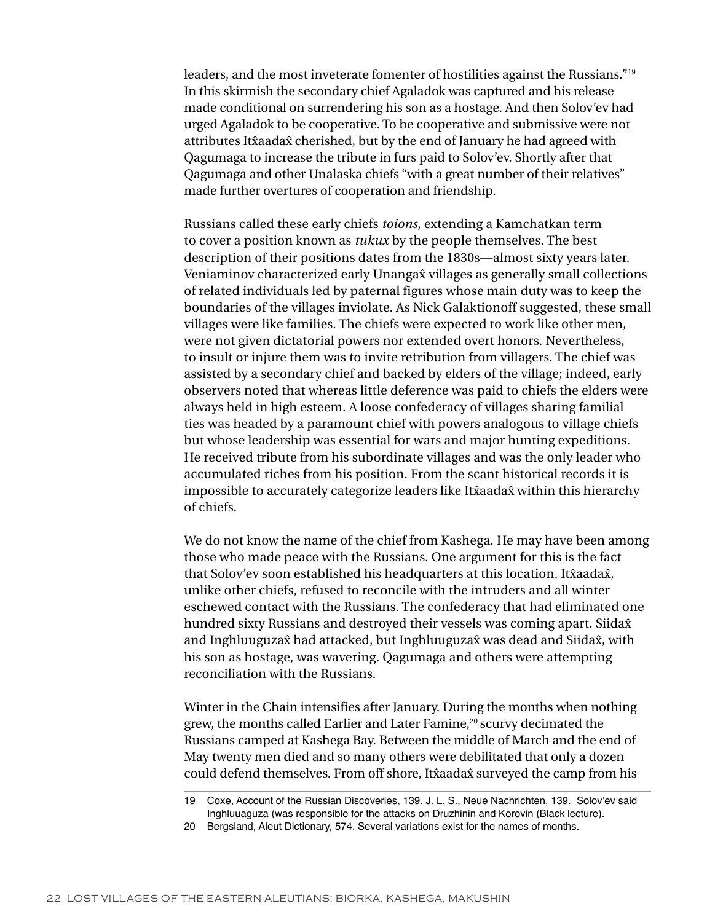leaders, and the most inveterate fomenter of hostilities against the Russians."[19] In this skirmish the secondary chief Agaladok was captured and his release made conditional on surrendering his son as a hostage. And then Solov'ev had urged Agaladok to be cooperative. To be cooperative and submissive were not attributes Itx̂aadax̂ cherished, but by the end of January he had agreed with Qagumaga to increase the tribute in furs paid to Solov'ev. Shortly after that Qagumaga and other Unalaska chiefs "with a great number of their relatives" made further overtures of cooperation and friendship.

Russians called these early chiefs *toions*, extending a Kamchatkan term to cover a position known as *tukux* by the people themselves. The best description of their positions dates from the 1830s—almost sixty years later. Veniaminov characterized early Unangax̂ villages as generally small collections of related individuals led by paternal figures whose main duty was to keep the boundaries of the villages inviolate. As Nick Galaktionoff suggested, these small villages were like families. The chiefs were expected to work like other men, were not given dictatorial powers nor extended overt honors. Nevertheless, to insult or injure them was to invite retribution from villagers. The chief was assisted by a secondary chief and backed by elders of the village; indeed, early observers noted that whereas little deference was paid to chiefs the elders were always held in high esteem. A loose confederacy of villages sharing familial ties was headed by a paramount chief with powers analogous to village chiefs but whose leadership was essential for wars and major hunting expeditions. He received tribute from his subordinate villages and was the only leader who accumulated riches from his position. From the scant historical records it is impossible to accurately categorize leaders like Itx̂aadax̂ within this hierarchy of chiefs.

We do not know the name of the chief from Kashega. He may have been among those who made peace with the Russians. One argument for this is the fact that Solov'ev soon established his headquarters at this location. Itx̂aadax̂, unlike other chiefs, refused to reconcile with the intruders and all winter eschewed contact with the Russians. The confederacy that had eliminated one hundred sixty Russians and destroyed their vessels was coming apart. Siidax̂ and Inghluuguzax̂ had attacked, but Inghluuguzax̂ was dead and Siidax̂, with his son as hostage, was wavering. Qagumaga and others were attempting reconciliation with the Russians.

Winter in the Chain intensifies after January. During the months when nothing grew, the months called Earlier and Later Famine,[20] scurvy decimated the Russians camped at Kashega Bay. Between the middle of March and the end of May twenty men died and so many others were debilitated that only a dozen could defend themselves. From off shore, Itx̂aadax̂ surveyed the camp from his

---

19 Coxe, Account of the Russian Discoveries, 139. J. L. S., Neue Nachrichten, 139. Solov'ev said Inghluuaguza (was responsible for the attacks on Druzhinin and Korovin (Black lecture).

20 Bergsland, Aleut Dictionary, 574. Several variations exist for the names of months.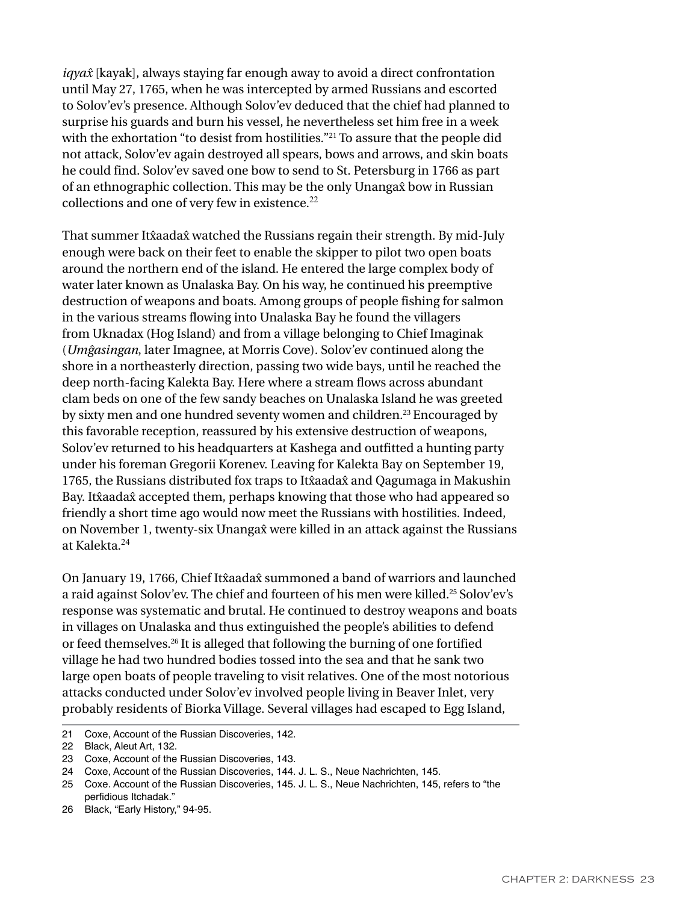*iqyax̂* [kayak], always staying far enough away to avoid a direct confrontation until May 27, 1765, when he was intercepted by armed Russians and escorted to Solov'ev's presence. Although Solov'ev deduced that the chief had planned to surprise his guards and burn his vessel, he nevertheless set him free in a week with the exhortation "to desist from hostilities."[21] To assure that the people did not attack, Solov'ev again destroyed all spears, bows and arrows, and skin boats he could find. Solov'ev saved one bow to send to St. Petersburg in 1766 as part of an ethnographic collection. This may be the only Unangax̂ bow in Russian collections and one of very few in existence.[22]

That summer Itx̂aadax̂ watched the Russians regain their strength. By mid-July enough were back on their feet to enable the skipper to pilot two open boats around the northern end of the island. He entered the large complex body of water later known as Unalaska Bay. On his way, he continued his preemptive destruction of weapons and boats. Among groups of people fishing for salmon in the various streams flowing into Unalaska Bay he found the villagers from Uknadax (Hog Island) and from a village belonging to Chief Imaginak (*Umĝasingan*, later Imagnee, at Morris Cove). Solov'ev continued along the shore in a northeasterly direction, passing two wide bays, until he reached the deep north-facing Kalekta Bay. Here where a stream flows across abundant clam beds on one of the few sandy beaches on Unalaska Island he was greeted by sixty men and one hundred seventy women and children.[23] Encouraged by this favorable reception, reassured by his extensive destruction of weapons, Solov'ev returned to his headquarters at Kashega and outfitted a hunting party under his foreman Gregorii Korenev. Leaving for Kalekta Bay on September 19, 1765, the Russians distributed fox traps to Itx̂aadax̂ and Qagumaga in Makushin Bay. Itx̂aadax̂ accepted them, perhaps knowing that those who had appeared so friendly a short time ago would now meet the Russians with hostilities. Indeed, on November 1, twenty-six Unangax̂ were killed in an attack against the Russians at Kalekta.[24]

On January 19, 1766, Chief Itx̂aadax̂ summoned a band of warriors and launched a raid against Solov'ev. The chief and fourteen of his men were killed.[25] Solov'ev's response was systematic and brutal. He continued to destroy weapons and boats in villages on Unalaska and thus extinguished the people's abilities to defend or feed themselves.[26] It is alleged that following the burning of one fortified village he had two hundred bodies tossed into the sea and that he sank two large open boats of people traveling to visit relatives. One of the most notorious attacks conducted under Solov'ev involved people living in Beaver Inlet, very probably residents of Biorka Village. Several villages had escaped to Egg Island,

---

21 Coxe, Account of the Russian Discoveries, 142.

22 Black, Aleut Art, 132.

23 Coxe, Account of the Russian Discoveries, 143.

24 Coxe, Account of the Russian Discoveries, 144. J. L. S., Neue Nachrichten, 145.

25 Coxe. Account of the Russian Discoveries, 145. J. L. S., Neue Nachrichten, 145, refers to "the perfidious Itchadak."

26 Black, "Early History," 94-95.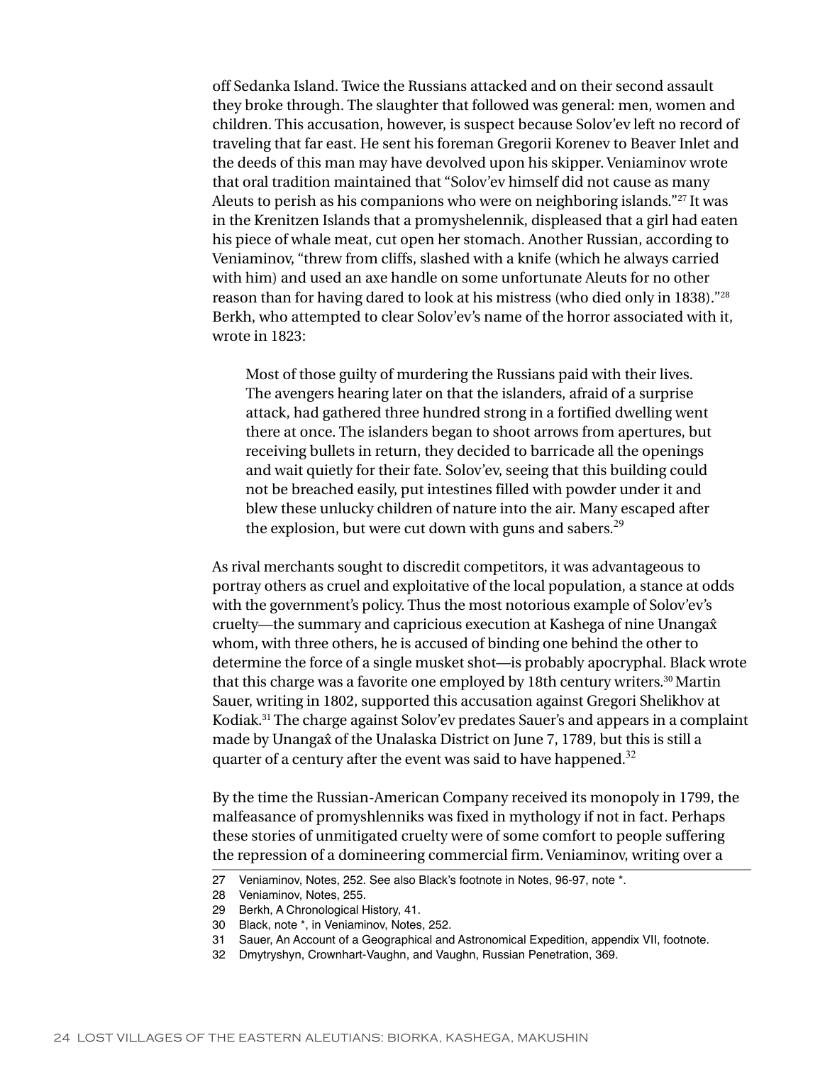off Sedanka Island. Twice the Russians attacked and on their second assault they broke through. The slaughter that followed was general: men, women and children. This accusation, however, is suspect because Solov'ev left no record of traveling that far east. He sent his foreman Gregorii Korenev to Beaver Inlet and the deeds of this man may have devolved upon his skipper. Veniaminov wrote that oral tradition maintained that "Solov'ev himself did not cause as many Aleuts to perish as his companions who were on neighboring islands."[27] It was in the Krenitzen Islands that a promyshelennik, displeased that a girl had eaten his piece of whale meat, cut open her stomach. Another Russian, according to Veniaminov, "threw from cliffs, slashed with a knife (which he always carried with him) and used an axe handle on some unfortunate Aleuts for no other reason than for having dared to look at his mistress (who died only in 1838)."[28] Berkh, who attempted to clear Solov'ev's name of the horror associated with it, wrote in 1823:

> Most of those guilty of murdering the Russians paid with their lives. The avengers hearing later on that the islanders, afraid of a surprise attack, had gathered three hundred strong in a fortified dwelling went there at once. The islanders began to shoot arrows from apertures, but receiving bullets in return, they decided to barricade all the openings and wait quietly for their fate. Solov'ev, seeing that this building could not be breached easily, put intestines filled with powder under it and blew these unlucky children of nature into the air. Many escaped after the explosion, but were cut down with guns and sabers.[29]

As rival merchants sought to discredit competitors, it was advantageous to portray others as cruel and exploitative of the local population, a stance at odds with the government's policy. Thus the most notorious example of Solov'ev's cruelty—the summary and capricious execution at Kashega of nine Unangax̂ whom, with three others, he is accused of binding one behind the other to determine the force of a single musket shot—is probably apocryphal. Black wrote that this charge was a favorite one employed by 18th century writers.[30] Martin Sauer, writing in 1802, supported this accusation against Gregori Shelikhov at Kodiak.[31] The charge against Solov'ev predates Sauer's and appears in a complaint made by Unangax̂ of the Unalaska District on June 7, 1789, but this is still a quarter of a century after the event was said to have happened.[32]

By the time the Russian-American Company received its monopoly in 1799, the malfeasance of promyshlenniks was fixed in mythology if not in fact. Perhaps these stories of unmitigated cruelty were of some comfort to people suffering the repression of a domineering commercial firm. Veniaminov, writing over a

---

27 Veniaminov, Notes, 252. See also Black's footnote in Notes, 96-97, note *.

28 Veniaminov, Notes, 255.

29 Berkh, A Chronological History, 41.

30 Black, note *, in Veniaminov, Notes, 252.

31 Sauer, An Account of a Geographical and Astronomical Expedition, appendix VII, footnote.

32 Dmytryshyn, Crownhart-Vaughn, and Vaughn, Russian Penetration, 369.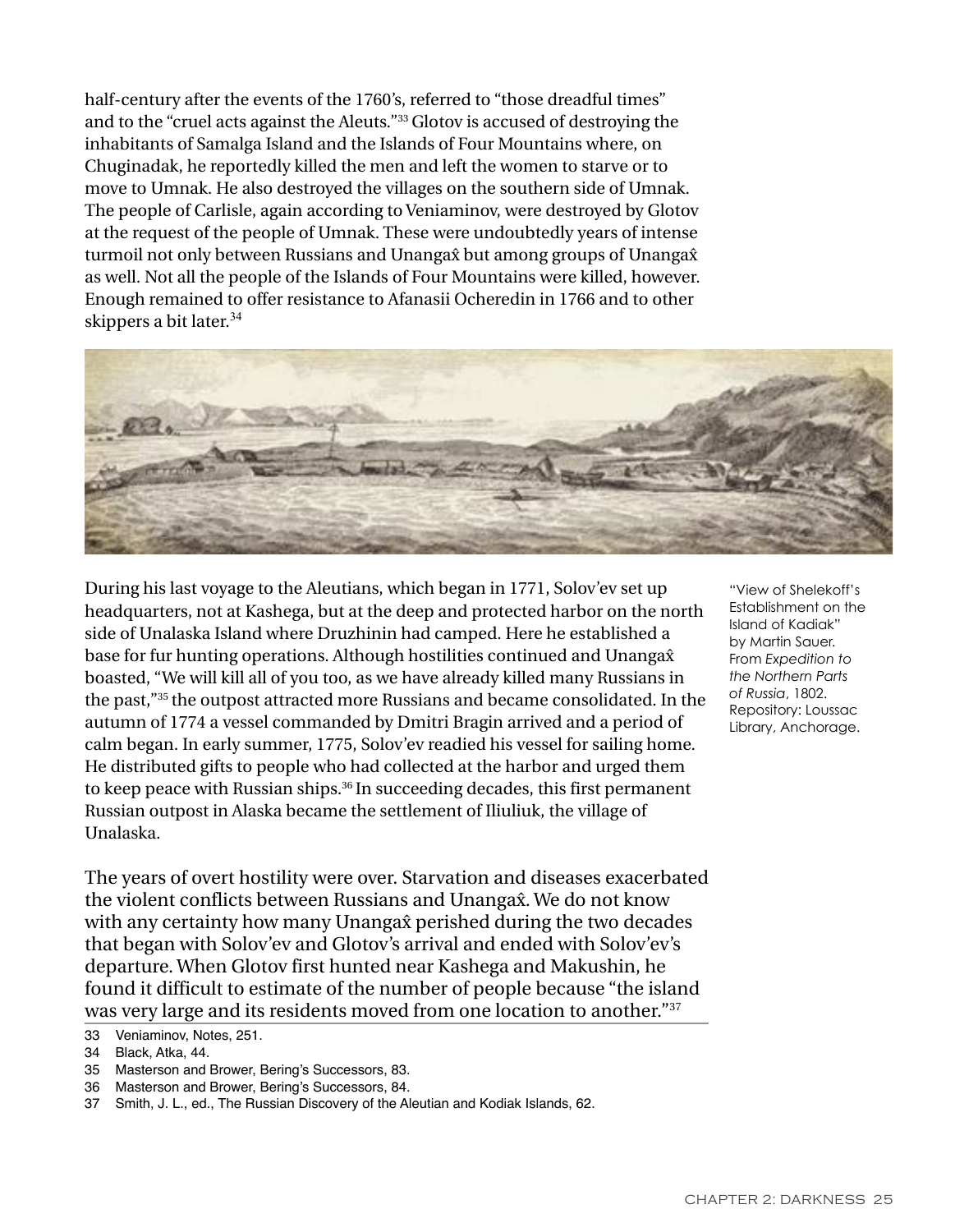half-century after the events of the 1760's, referred to "those dreadful times" and to the "cruel acts against the Aleuts."[33] Glotov is accused of destroying the inhabitants of Samalga Island and the Islands of Four Mountains where, on Chuginadak, he reportedly killed the men and left the women to starve or to move to Umnak. He also destroyed the villages on the southern side of Umnak. The people of Carlisle, again according to Veniaminov, were destroyed by Glotov at the request of the people of Umnak. These were undoubtedly years of intense turmoil not only between Russians and Unangax̂ but among groups of Unangax̂ as well. Not all the people of the Islands of Four Mountains were killed, however. Enough remained to offer resistance to Afanasii Ocheredin in 1766 and to other skippers a bit later.[34]

"View of Shelekoff's Establishment on the Island of Kadiak" by Martin Sauer. From *Expedition to the Northern Parts of Russia*, 1802. Repository: Loussac Library, Anchorage.

During his last voyage to the Aleutians, which began in 1771, Solov'ev set up headquarters, not at Kashega, but at the deep and protected harbor on the north side of Unalaska Island where Druzhinin had camped. Here he established a base for fur hunting operations. Although hostilities continued and Unangax̂ boasted, "We will kill all of you too, as we have already killed many Russians in the past,"[35] the outpost attracted more Russians and became consolidated. In the autumn of 1774 a vessel commanded by Dmitri Bragin arrived and a period of calm began. In early summer, 1775, Solov'ev readied his vessel for sailing home. He distributed gifts to people who had collected at the harbor and urged them to keep peace with Russian ships.[36] In succeeding decades, this first permanent Russian outpost in Alaska became the settlement of Iliuliuk, the village of Unalaska.

The years of overt hostility were over. Starvation and diseases exacerbated the violent conflicts between Russians and Unangax̂. We do not know with any certainty how many Unangax̂ perished during the two decades that began with Solov'ev and Glotov's arrival and ended with Solov'ev's departure. When Glotov first hunted near Kashega and Makushin, he found it difficult to estimate of the number of people because "the island was very large and its residents moved from one location to another."[37]

33 Veniaminov, Notes, 251.
34 Black, Atka, 44.
35 Masterson and Brower, Bering's Successors, 83.
36 Masterson and Brower, Bering's Successors, 84.
37 Smith, J. L., ed., The Russian Discovery of the Aleutian and Kodiak Islands, 62.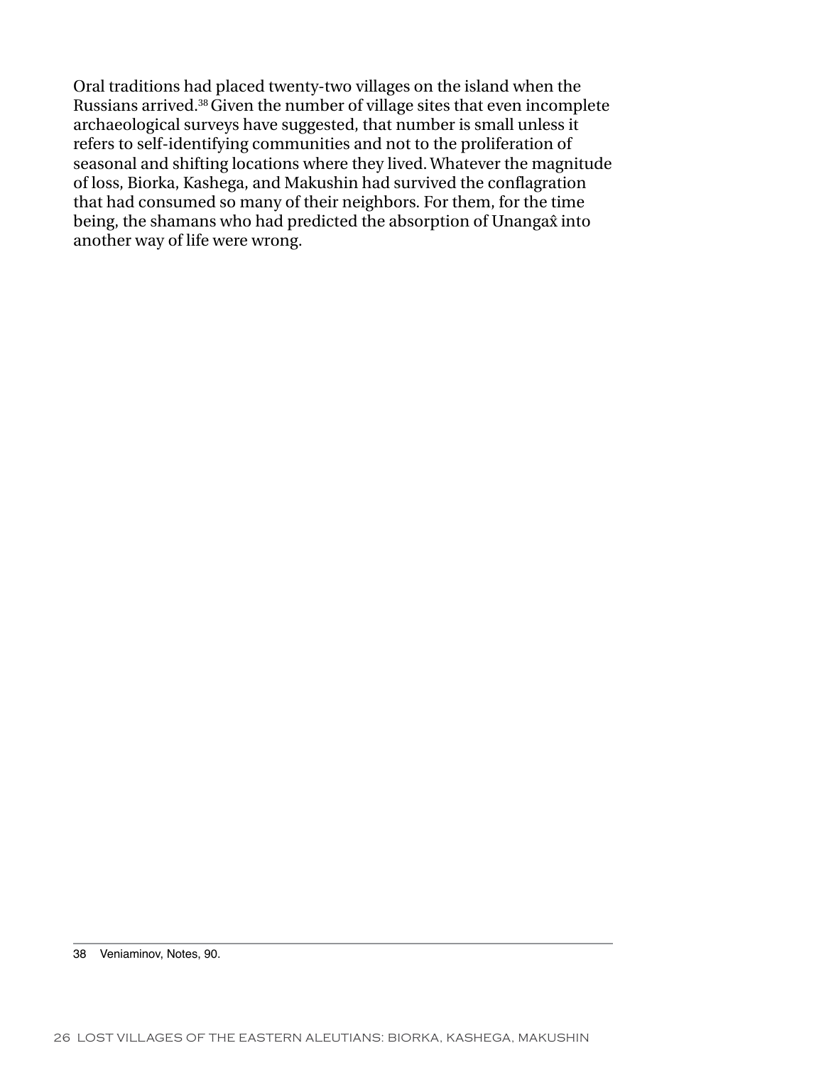Oral traditions had placed twenty-two villages on the island when the Russians arrived.[38] Given the number of village sites that even incomplete archaeological surveys have suggested, that number is small unless it refers to self-identifying communities and not to the proliferation of seasonal and shifting locations where they lived. Whatever the magnitude of loss, Biorka, Kashega, and Makushin had survived the conflagration that had consumed so many of their neighbors. For them, for the time being, the shamans who had predicted the absorption of Unangax̂ into another way of life were wrong.

---

38 Veniaminov, Notes, 90.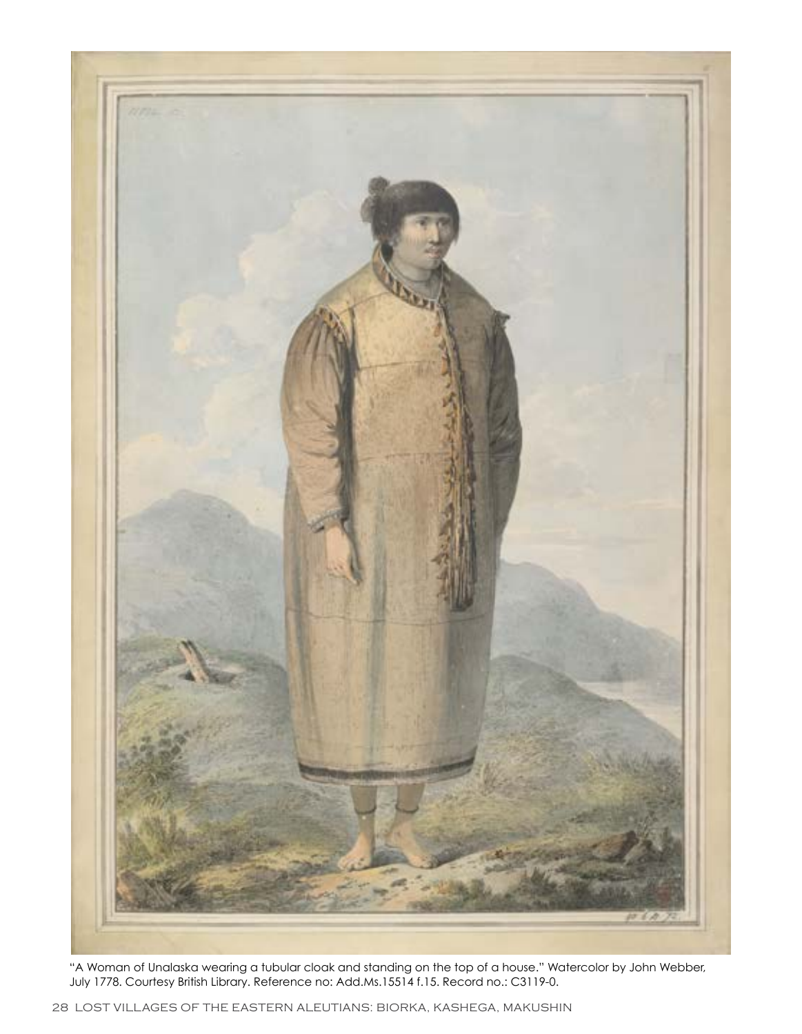"A Woman of Unalaska wearing a tubular cloak and standing on the top of a house." Watercolor by John Webber, July 1778. Courtesy British Library. Reference no: Add.Ms.15514 f.15. Record no.: C3119-0.